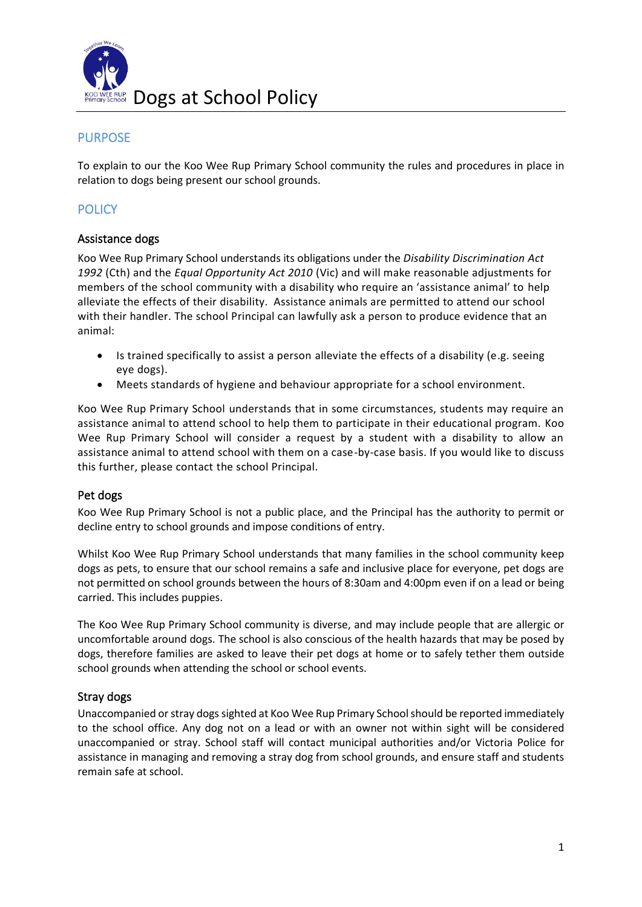# Dogs at School Policy

## PURPOSE

To explain to our the Koo Wee Rup Primary School community the rules and procedures in place in relation to dogs being present our school grounds.

## POLICY

### Assistance dogs

Koo Wee Rup Primary School understands its obligations under the *Disability Discrimination Act 1992* (Cth) and the *Equal Opportunity Act 2010* (Vic) and will make reasonable adjustments for members of the school community with a disability who require an 'assistance animal' to help alleviate the effects of their disability. Assistance animals are permitted to attend our school with their handler. The school Principal can lawfully ask a person to produce evidence that an animal:

- Is trained specifically to assist a person alleviate the effects of a disability (e.g. seeing eye dogs).
- Meets standards of hygiene and behaviour appropriate for a school environment.

Koo Wee Rup Primary School understands that in some circumstances, students may require an assistance animal to attend school to help them to participate in their educational program. Koo Wee Rup Primary School will consider a request by a student with a disability to allow an assistance animal to attend school with them on a case-by-case basis. If you would like to discuss this further, please contact the school Principal.

### Pet dogs

Koo Wee Rup Primary School is not a public place, and the Principal has the authority to permit or decline entry to school grounds and impose conditions of entry.

Whilst Koo Wee Rup Primary School understands that many families in the school community keep dogs as pets, to ensure that our school remains a safe and inclusive place for everyone, pet dogs are not permitted on school grounds between the hours of 8:30am and 4:00pm even if on a lead or being carried. This includes puppies.

The Koo Wee Rup Primary School community is diverse, and may include people that are allergic or uncomfortable around dogs. The school is also conscious of the health hazards that may be posed by dogs, therefore families are asked to leave their pet dogs at home or to safely tether them outside school grounds when attending the school or school events.

### Stray dogs

Unaccompanied or stray dogs sighted at Koo Wee Rup Primary School should be reported immediately to the school office. Any dog not on a lead or with an owner not within sight will be considered unaccompanied or stray. School staff will contact municipal authorities and/or Victoria Police for assistance in managing and removing a stray dog from school grounds, and ensure staff and students remain safe at school.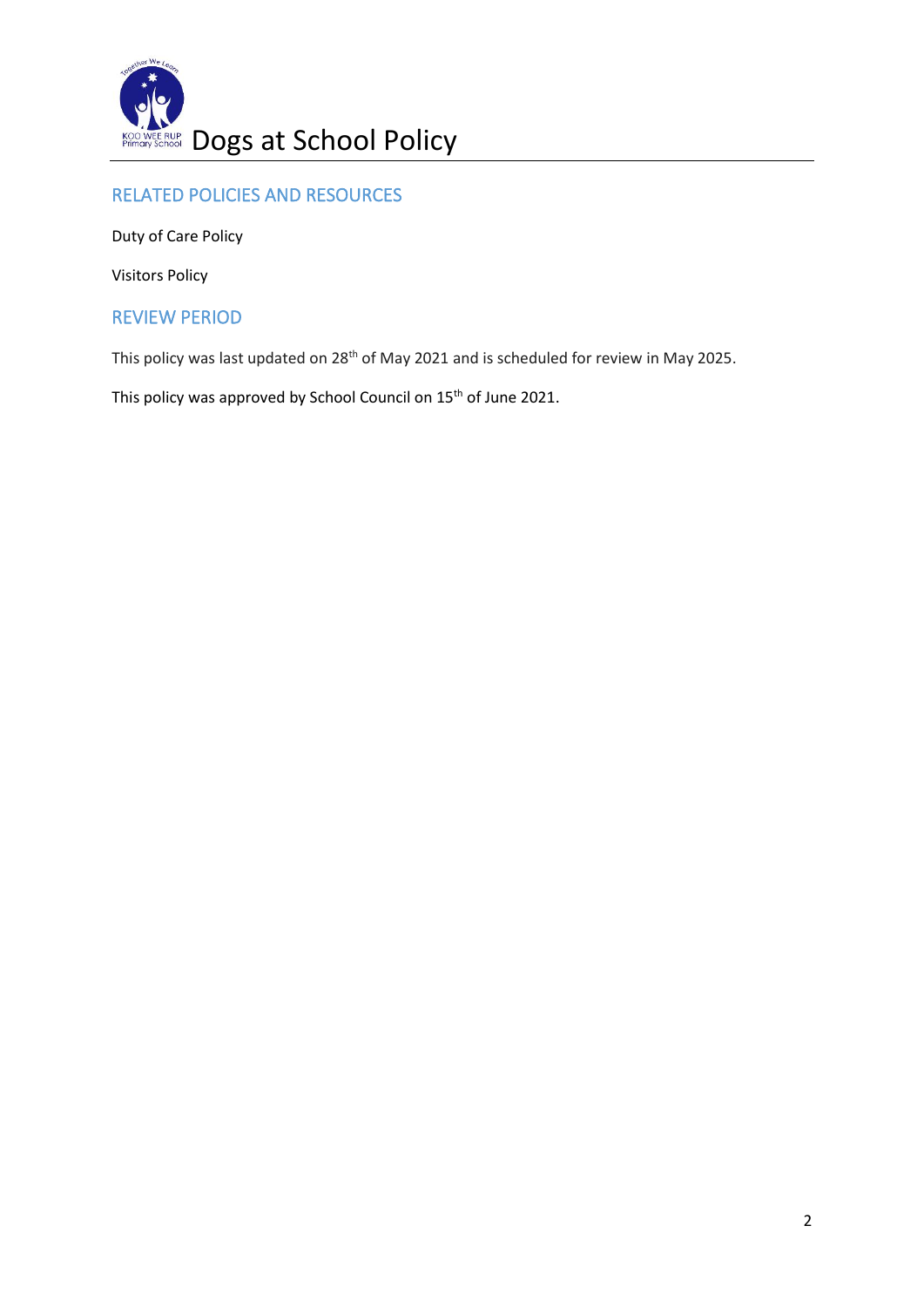# Dogs at School Policy

## RELATED POLICIES AND RESOURCES

Duty of Care Policy

Visitors Policy

## REVIEW PERIOD

This policy was last updated on 28th of May 2021 and is scheduled for review in May 2025.

This policy was approved by School Council on 15th of June 2021.